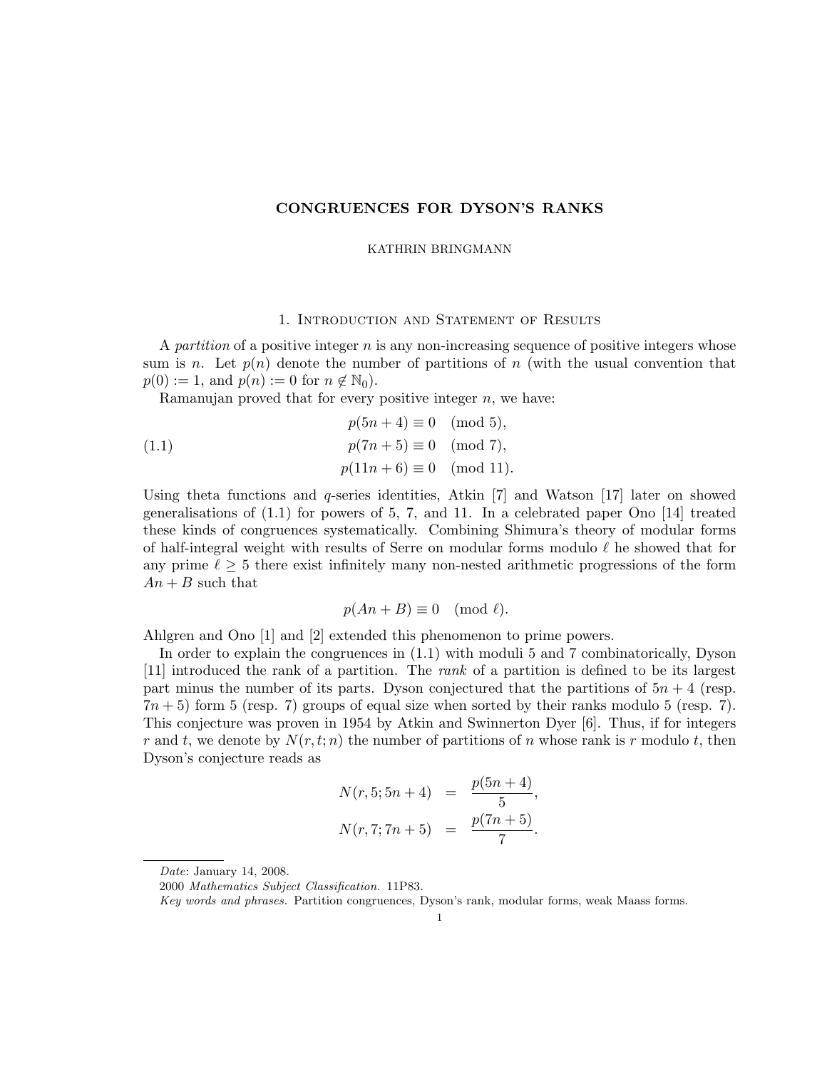# CONGRUENCES FOR DYSON'S RANKS

KATHRIN BRINGMANN

## 1. Introduction and Statement of Results

A *partition* of a positive integer $n$ is any non-increasing sequence of positive integers whose sum is $n$. Let $p(n)$ denote the number of partitions of $n$ (with the usual convention that $p(0) := 1$, and $p(n) := 0$ for $n \notin \mathbb{N}_0$).

Ramanujan proved that for every positive integer $n$, we have:

$$
\begin{aligned}
p(5n+4) &\equiv 0 \pmod{5}, \\
p(7n+5) &\equiv 0 \pmod{7}, \\
p(11n+6) &\equiv 0 \pmod{11}.
\end{aligned}
\tag{1.1}
$$

Using theta functions and $q$-series identities, Atkin [7] and Watson [17] later on showed generalisations of (1.1) for powers of 5, 7, and 11. In a celebrated paper Ono [14] treated these kinds of congruences systematically. Combining Shimura's theory of modular forms of half-integral weight with results of Serre on modular forms modulo $\ell$ he showed that for any prime $\ell \geq 5$ there exist infinitely many non-nested arithmetic progressions of the form $An + B$ such that

$$p(An+B) \equiv 0 \pmod{\ell}.$$

Ahlgren and Ono [1] and [2] extended this phenomenon to prime powers.

In order to explain the congruences in (1.1) with moduli 5 and 7 combinatorically, Dyson [11] introduced the rank of a partition. The *rank* of a partition is defined to be its largest part minus the number of its parts. Dyson conjectured that the partitions of $5n+4$ (resp. $7n+5$) form 5 (resp. 7) groups of equal size when sorted by their ranks modulo 5 (resp. 7). This conjecture was proven in 1954 by Atkin and Swinnerton Dyer [6]. Thus, if for integers $r$ and $t$, we denote by $N(r,t;n)$ the number of partitions of $n$ whose rank is $r$ modulo $t$, then Dyson's conjecture reads as

$$
\begin{aligned}
N(r,5;5n+4) &= \frac{p(5n+4)}{5}, \\
N(r,7;7n+5) &= \frac{p(7n+5)}{7}.
\end{aligned}
$$

---

*Date*: January 14, 2008.

2000 *Mathematics Subject Classification.* 11P83.

*Key words and phrases.* Partition congruences, Dyson's rank, modular forms, weak Maass forms.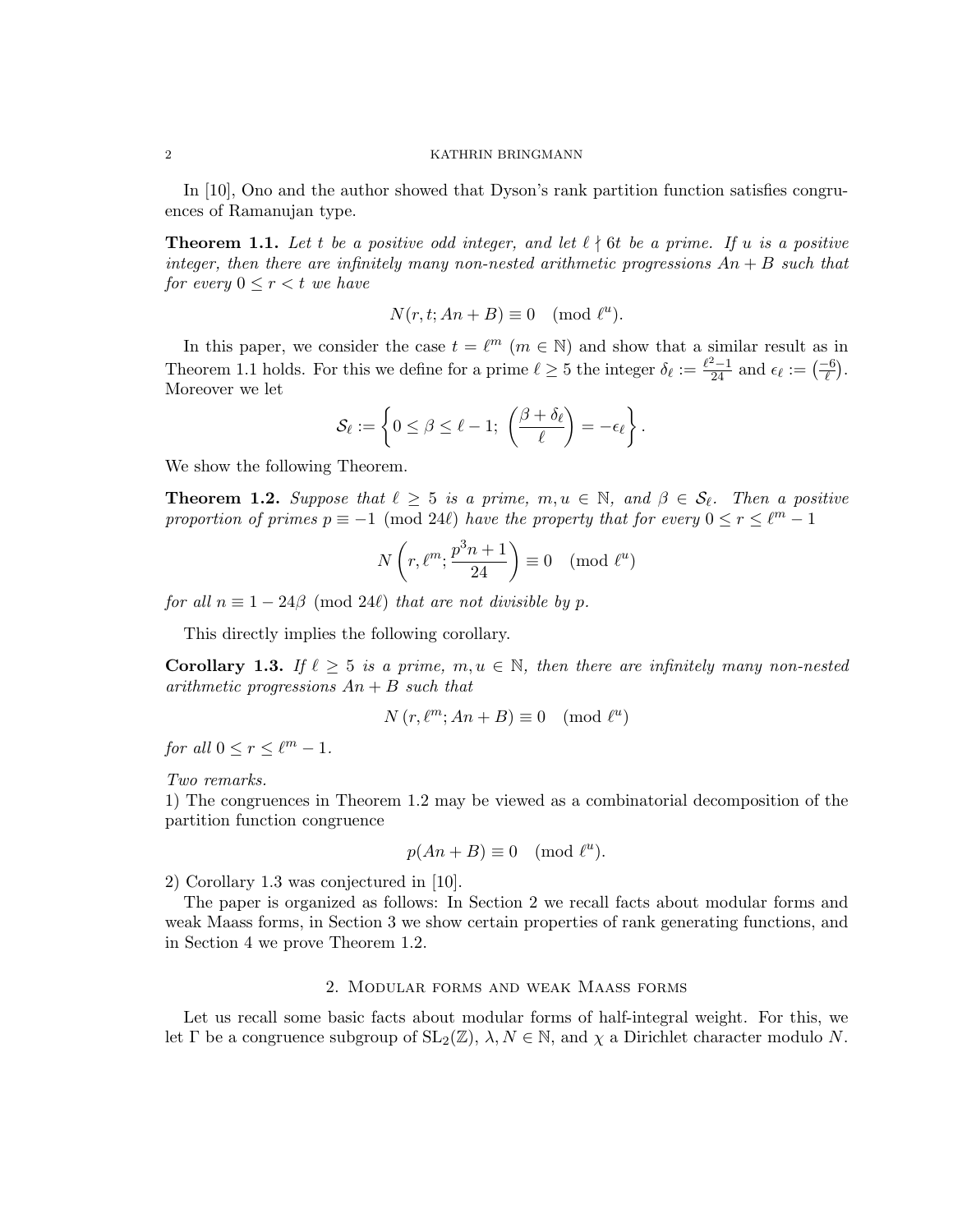In [10], Ono and the author showed that Dyson's rank partition function satisfies congruences of Ramanujan type.

**Theorem 1.1.** *Let $t$ be a positive odd integer, and let $\ell \nmid 6t$ be a prime. If $u$ is a positive integer, then there are infinitely many non-nested arithmetic progressions $An + B$ such that for every $0 \leq r < t$ we have*

$$N(r, t; An + B) \equiv 0 \pmod{\ell^u}.$$

In this paper, we consider the case $t = \ell^m$ ($m \in \mathbb{N}$) and show that a similar result as in Theorem 1.1 holds. For this we define for a prime $\ell \geq 5$ the integer $\delta_\ell := \frac{\ell^2 - 1}{24}$ and $\epsilon_\ell := \left(\frac{-6}{\ell}\right)$. Moreover we let

$$\mathcal{S}_\ell := \left\{ 0 \leq \beta \leq \ell - 1; \ \left(\frac{\beta + \delta_\ell}{\ell}\right) = -\epsilon_\ell \right\}.$$

We show the following Theorem.

**Theorem 1.2.** *Suppose that $\ell \geq 5$ is a prime, $m, u \in \mathbb{N}$, and $\beta \in \mathcal{S}_\ell$. Then a positive proportion of primes $p \equiv -1 \pmod{24\ell}$ have the property that for every $0 \leq r \leq \ell^m - 1$*

$$N\left(r, \ell^m; \frac{p^3 n + 1}{24}\right) \equiv 0 \pmod{\ell^u}$$

*for all $n \equiv 1 - 24\beta \pmod{24\ell}$ that are not divisible by $p$.*

This directly implies the following corollary.

**Corollary 1.3.** *If $\ell \geq 5$ is a prime, $m, u \in \mathbb{N}$, then there are infinitely many non-nested arithmetic progressions $An + B$ such that*

$$N\left(r, \ell^m; An + B\right) \equiv 0 \pmod{\ell^u}$$

*for all $0 \leq r \leq \ell^m - 1$.*

*Two remarks.*
1) The congruences in Theorem 1.2 may be viewed as a combinatorial decomposition of the partition function congruence

$$p(An + B) \equiv 0 \pmod{\ell^u}.$$

2) Corollary 1.3 was conjectured in [10].

The paper is organized as follows: In Section 2 we recall facts about modular forms and weak Maass forms, in Section 3 we show certain properties of rank generating functions, and in Section 4 we prove Theorem 1.2.

## 2. Modular forms and weak Maass forms

Let us recall some basic facts about modular forms of half-integral weight. For this, we let $\Gamma$ be a congruence subgroup of $\mathrm{SL}_2(\mathbb{Z})$, $\lambda, N \in \mathbb{N}$, and $\chi$ a Dirichlet character modulo $N$.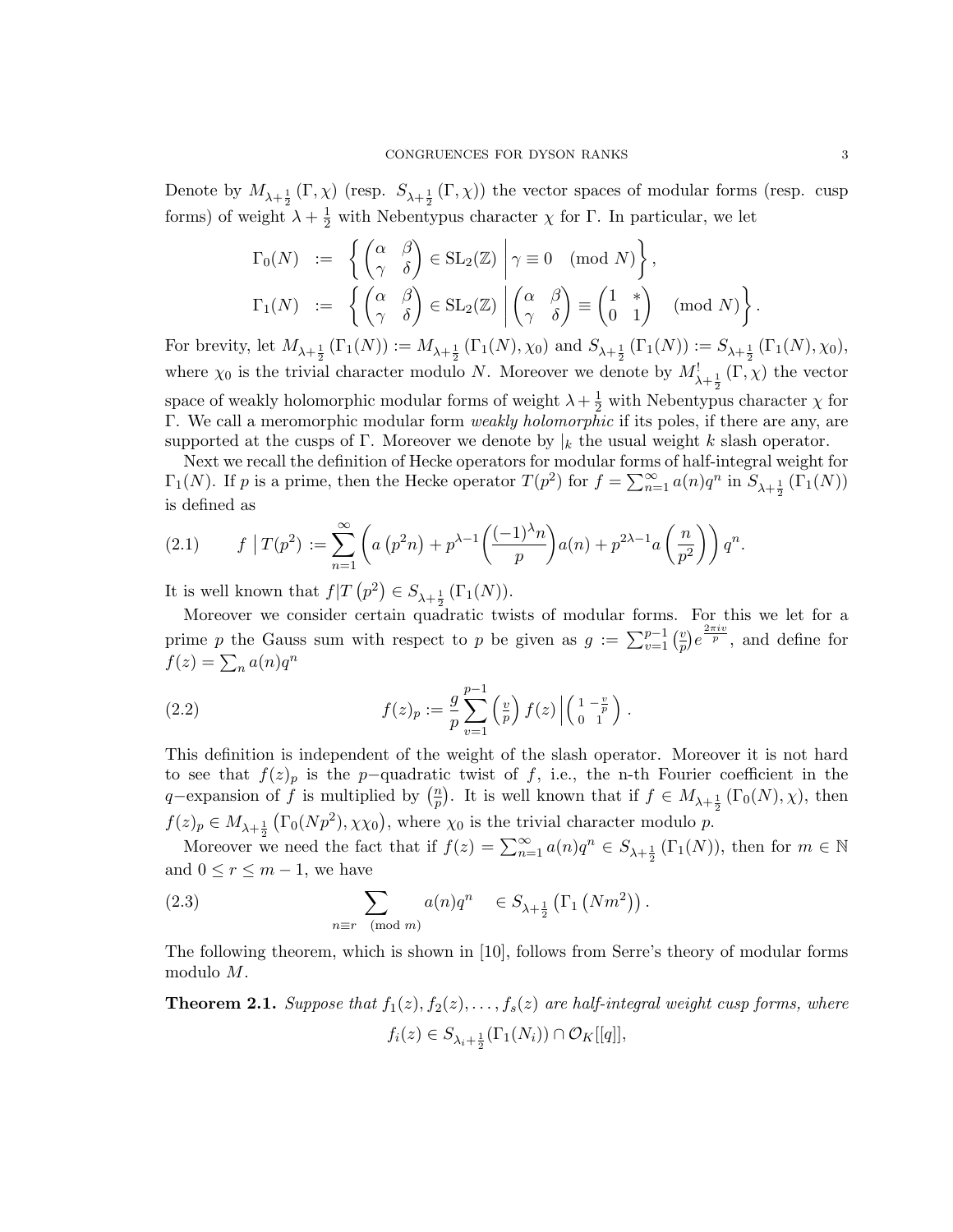Denote by $M_{\lambda+\frac{1}{2}}(\Gamma, \chi)$ (resp. $S_{\lambda+\frac{1}{2}}(\Gamma, \chi)$) the vector spaces of modular forms (resp. cusp forms) of weight $\lambda + \frac{1}{2}$ with Nebentypus character $\chi$ for $\Gamma$. In particular, we let

$$\Gamma_0(N) := \left\{ \begin{pmatrix} \alpha & \beta \\ \gamma & \delta \end{pmatrix} \in \mathrm{SL}_2(\mathbb{Z}) \;\middle|\; \gamma \equiv 0 \pmod{N} \right\},$$

$$\Gamma_1(N) := \left\{ \begin{pmatrix} \alpha & \beta \\ \gamma & \delta \end{pmatrix} \in \mathrm{SL}_2(\mathbb{Z}) \;\middle|\; \begin{pmatrix} \alpha & \beta \\ \gamma & \delta \end{pmatrix} \equiv \begin{pmatrix} 1 & * \\ 0 & 1 \end{pmatrix} \pmod{N} \right\}.$$

For brevity, let $M_{\lambda+\frac{1}{2}}(\Gamma_1(N)) := M_{\lambda+\frac{1}{2}}(\Gamma_1(N), \chi_0)$ and $S_{\lambda+\frac{1}{2}}(\Gamma_1(N)) := S_{\lambda+\frac{1}{2}}(\Gamma_1(N), \chi_0)$, where $\chi_0$ is the trivial character modulo $N$. Moreover we denote by $M^!_{\lambda+\frac{1}{2}}(\Gamma, \chi)$ the vector space of weakly holomorphic modular forms of weight $\lambda + \frac{1}{2}$ with Nebentypus character $\chi$ for $\Gamma$. We call a meromorphic modular form *weakly holomorphic* if its poles, if there are any, are supported at the cusps of $\Gamma$. Moreover we denote by $|_k$ the usual weight $k$ slash operator.

Next we recall the definition of Hecke operators for modular forms of half-integral weight for $\Gamma_1(N)$. If $p$ is a prime, then the Hecke operator $T(p^2)$ for $f = \sum_{n=1}^{\infty} a(n)q^n$ in $S_{\lambda+\frac{1}{2}}(\Gamma_1(N))$ is defined as

$$f \mid T(p^2) := \sum_{n=1}^{\infty} \left( a\left(p^2 n\right) + p^{\lambda-1} \left( \frac{(-1)^{\lambda} n}{p} \right) a(n) + p^{2\lambda-1} a\left( \frac{n}{p^2} \right) \right) q^n. \tag{2.1}$$

It is well known that $f|T\left(p^2\right) \in S_{\lambda+\frac{1}{2}}(\Gamma_1(N))$.

Moreover we consider certain quadratic twists of modular forms. For this we let for a prime $p$ the Gauss sum with respect to $p$ be given as $g := \sum_{v=1}^{p-1} \left(\frac{v}{p}\right) e^{\frac{2\pi i v}{p}}$, and define for $f(z) = \sum_n a(n)q^n$

$$f(z)_p := \frac{g}{p} \sum_{v=1}^{p-1} \left(\tfrac{v}{p}\right) f(z) \left| \left( \begin{smallmatrix} 1 & -\frac{v}{p} \\ 0 & 1 \end{smallmatrix} \right) \right. . \tag{2.2}$$

This definition is independent of the weight of the slash operator. Moreover it is not hard to see that $f(z)_p$ is the $p-$quadratic twist of $f$, i.e., the n-th Fourier coefficient in the $q-$expansion of $f$ is multiplied by $\left(\frac{n}{p}\right)$. It is well known that if $f \in M_{\lambda+\frac{1}{2}}(\Gamma_0(N), \chi)$, then $f(z)_p \in M_{\lambda+\frac{1}{2}}\left(\Gamma_0(Np^2), \chi\chi_0\right)$, where $\chi_0$ is the trivial character modulo $p$.

Moreover we need the fact that if $f(z) = \sum_{n=1}^{\infty} a(n)q^n \in S_{\lambda+\frac{1}{2}}(\Gamma_1(N))$, then for $m \in \mathbb{N}$ and $0 \leq r \leq m-1$, we have

$$\sum_{n \equiv r \pmod{m}} a(n)q^n \quad \in S_{\lambda+\frac{1}{2}}\left(\Gamma_1\left(Nm^2\right)\right). \tag{2.3}$$

The following theorem, which is shown in [10], follows from Serre's theory of modular forms modulo $M$.

**Theorem 2.1.** *Suppose that $f_1(z), f_2(z), \ldots, f_s(z)$ are half-integral weight cusp forms, where*

$$f_i(z) \in S_{\lambda_i+\frac{1}{2}}(\Gamma_1(N_i)) \cap \mathcal{O}_K[[q]],$$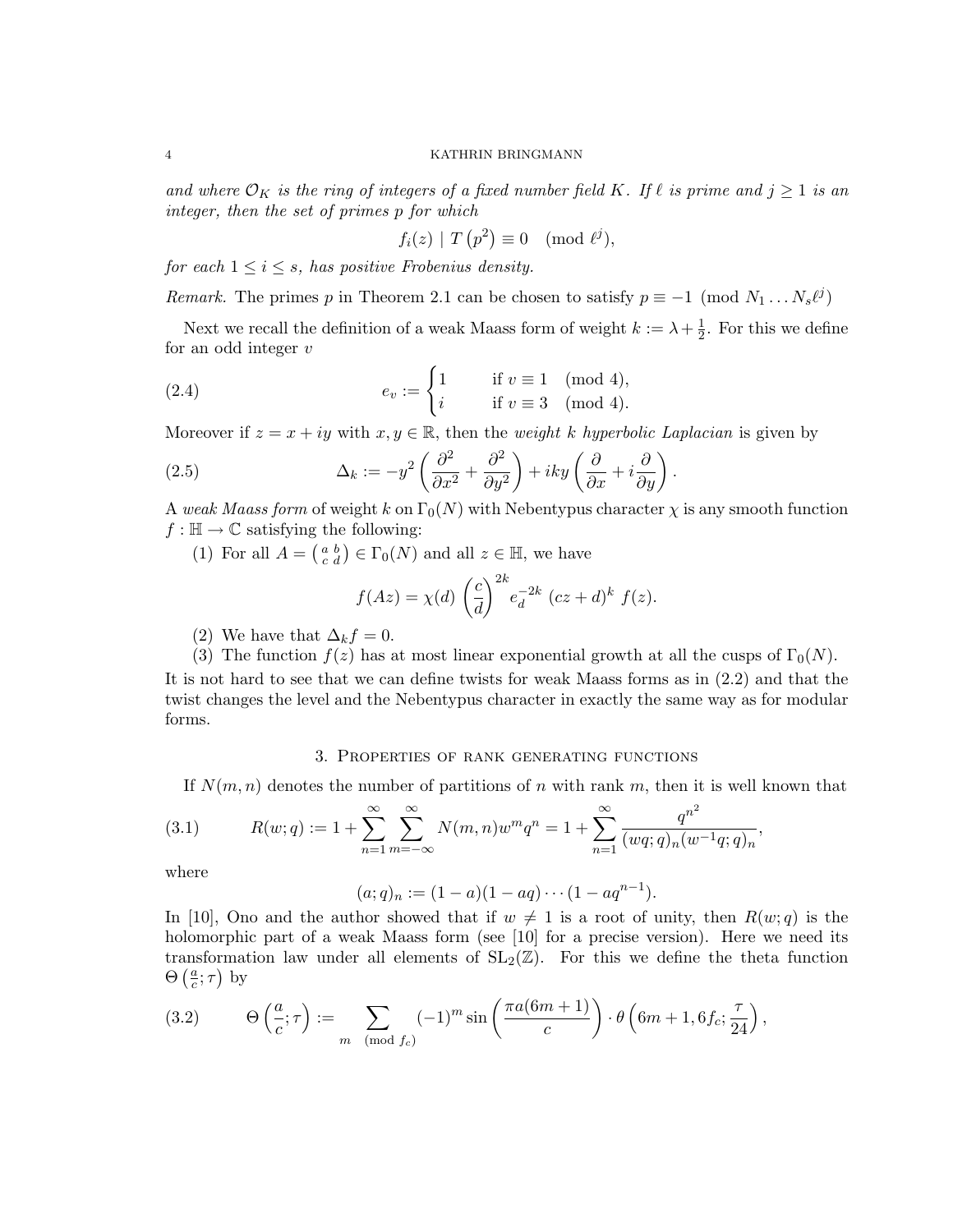*and where $\mathcal{O}_K$ is the ring of integers of a fixed number field $K$. If $\ell$ is prime and $j \geq 1$ is an integer, then the set of primes $p$ for which*

$$f_i(z) \mid T\left(p^2\right) \equiv 0 \pmod{\ell^j},$$

*for each $1 \leq i \leq s$, has positive Frobenius density.*

*Remark.* The primes $p$ in Theorem 2.1 can be chosen to satisfy $p \equiv -1 \pmod{N_1 \ldots N_s \ell^j}$

Next we recall the definition of a weak Maass form of weight $k := \lambda + \frac{1}{2}$. For this we define for an odd integer $v$

$$e_v := \begin{cases} 1 & \text{if } v \equiv 1 \pmod 4, \\ i & \text{if } v \equiv 3 \pmod 4. \end{cases} \tag{2.4}$$

Moreover if $z = x + iy$ with $x, y \in \mathbb{R}$, then the *weight $k$ hyperbolic Laplacian* is given by

$$\Delta_k := -y^2\left(\frac{\partial^2}{\partial x^2} + \frac{\partial^2}{\partial y^2}\right) + iky\left(\frac{\partial}{\partial x} + i\frac{\partial}{\partial y}\right). \tag{2.5}$$

A *weak Maass form* of weight $k$ on $\Gamma_0(N)$ with Nebentypus character $\chi$ is any smooth function $f : \mathbb{H} \to \mathbb{C}$ satisfying the following:

(1) For all $A = \left(\begin{smallmatrix} a & b \\ c & d \end{smallmatrix}\right) \in \Gamma_0(N)$ and all $z \in \mathbb{H}$, we have

$$f(Az) = \chi(d)\left(\frac{c}{d}\right)^{2k} e_d^{-2k}\ (cz+d)^k\ f(z).$$

(2) We have that $\Delta_k f = 0$.

(3) The function $f(z)$ has at most linear exponential growth at all the cusps of $\Gamma_0(N)$.

It is not hard to see that we can define twists for weak Maass forms as in (2.2) and that the twist changes the level and the Nebentypus character in exactly the same way as for modular forms.

## 3. Properties of rank generating functions

If $N(m,n)$ denotes the number of partitions of $n$ with rank $m$, then it is well known that

$$R(w;q) := 1 + \sum_{n=1}^{\infty}\sum_{m=-\infty}^{\infty} N(m,n) w^m q^n = 1 + \sum_{n=1}^{\infty} \frac{q^{n^2}}{(wq;q)_n (w^{-1}q;q)_n}, \tag{3.1}$$

where

$$(a;q)_n := (1-a)(1-aq)\cdots(1-aq^{n-1}).$$

In [10], Ono and the author showed that if $w \neq 1$ is a root of unity, then $R(w;q)$ is the holomorphic part of a weak Maass form (see [10] for a precise version). Here we need its transformation law under all elements of $\mathrm{SL}_2(\mathbb{Z})$. For this we define the theta function $\Theta\left(\frac{a}{c};\tau\right)$ by

$$\Theta\left(\frac{a}{c};\tau\right) := \sum_{m \pmod{f_c}} (-1)^m \sin\left(\frac{\pi a(6m+1)}{c}\right)\cdot\theta\left(6m+1, 6f_c; \frac{\tau}{24}\right), \tag{3.2}$$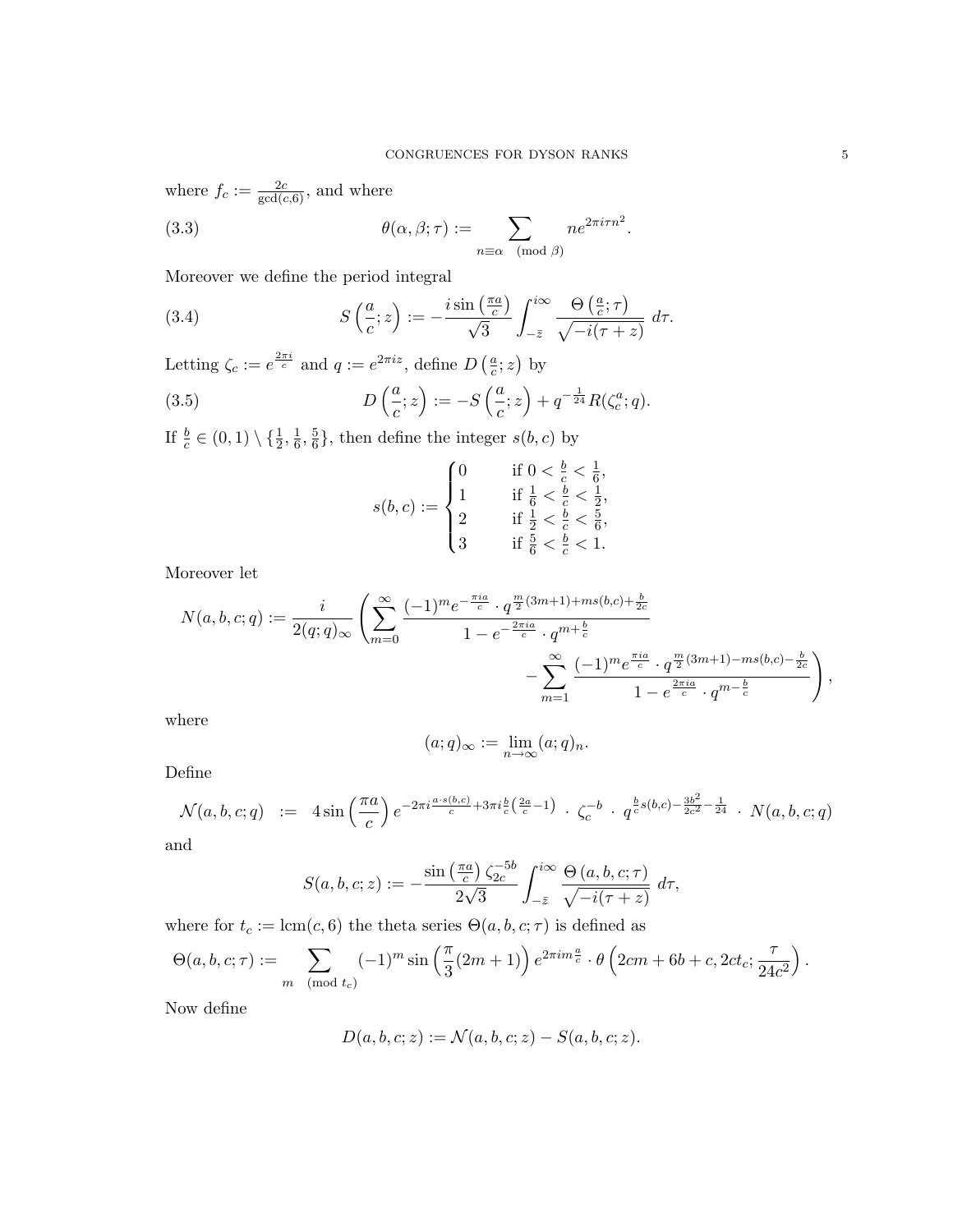where $f_c := \frac{2c}{\gcd(c,6)}$, and where

$$\theta(\alpha, \beta; \tau) := \sum_{n \equiv \alpha \pmod{\beta}} n e^{2\pi i \tau n^2}. \tag{3.3}$$

Moreover we define the period integral

$$S\left(\frac{a}{c}; z\right) := -\frac{i \sin\left(\frac{\pi a}{c}\right)}{\sqrt{3}} \int_{-\bar{z}}^{i\infty} \frac{\Theta\left(\frac{a}{c}; \tau\right)}{\sqrt{-i(\tau + z)}} \, d\tau. \tag{3.4}$$

Letting $\zeta_c := e^{\frac{2\pi i}{c}}$ and $q := e^{2\pi i z}$, define $D\left(\frac{a}{c}; z\right)$ by

$$D\left(\frac{a}{c}; z\right) := -S\left(\frac{a}{c}; z\right) + q^{-\frac{1}{24}} R(\zeta_c^a; q). \tag{3.5}$$

If $\frac{b}{c} \in (0,1) \setminus \{\frac{1}{2}, \frac{1}{6}, \frac{5}{6}\}$, then define the integer $s(b,c)$ by

$$s(b,c) := \begin{cases} 0 & \text{if } 0 < \frac{b}{c} < \frac{1}{6}, \\ 1 & \text{if } \frac{1}{6} < \frac{b}{c} < \frac{1}{2}, \\ 2 & \text{if } \frac{1}{2} < \frac{b}{c} < \frac{5}{6}, \\ 3 & \text{if } \frac{5}{6} < \frac{b}{c} < 1. \end{cases}$$

Moreover let

$$N(a,b,c;q) := \frac{i}{2(q;q)_\infty} \left( \sum_{m=0}^{\infty} \frac{(-1)^m e^{-\frac{\pi i a}{c}} \cdot q^{\frac{m}{2}(3m+1) + ms(b,c) + \frac{b}{2c}}}{1 - e^{-\frac{2\pi i a}{c}} \cdot q^{m + \frac{b}{c}}} - \sum_{m=1}^{\infty} \frac{(-1)^m e^{\frac{\pi i a}{c}} \cdot q^{\frac{m}{2}(3m+1) - ms(b,c) - \frac{b}{2c}}}{1 - e^{\frac{2\pi i a}{c}} \cdot q^{m - \frac{b}{c}}} \right),$$

where

$$(a;q)_\infty := \lim_{n \to \infty} (a;q)_n.$$

Define

$$\mathcal{N}(a,b,c;q) \;\; := \;\; 4 \sin\left(\frac{\pi a}{c}\right) e^{-2\pi i \frac{a \cdot s(b,c)}{c} + 3\pi i \frac{b}{c}\left(\frac{2a}{c} - 1\right)} \;\cdot\; \zeta_c^{-b} \;\cdot\; q^{\frac{b}{c} s(b,c) - \frac{3b^2}{2c^2} - \frac{1}{24}} \;\cdot\; N(a,b,c;q)$$

and

$$S(a,b,c;z) := -\frac{\sin\left(\frac{\pi a}{c}\right) \zeta_{2c}^{-5b}}{2\sqrt{3}} \int_{-\bar{z}}^{i\infty} \frac{\Theta\left(a,b,c;\tau\right)}{\sqrt{-i(\tau + z)}} \, d\tau,$$

where for $t_c := \operatorname{lcm}(c, 6)$ the theta series $\Theta(a,b,c;\tau)$ is defined as

$$\Theta(a,b,c;\tau) := \sum_{m \pmod{t_c}} (-1)^m \sin\left(\frac{\pi}{3}(2m+1)\right) e^{2\pi i m \frac{a}{c}} \cdot \theta\left(2cm + 6b + c, 2ct_c; \frac{\tau}{24c^2}\right).$$

Now define

$$D(a,b,c;z) := \mathcal{N}(a,b,c;z) - S(a,b,c;z).$$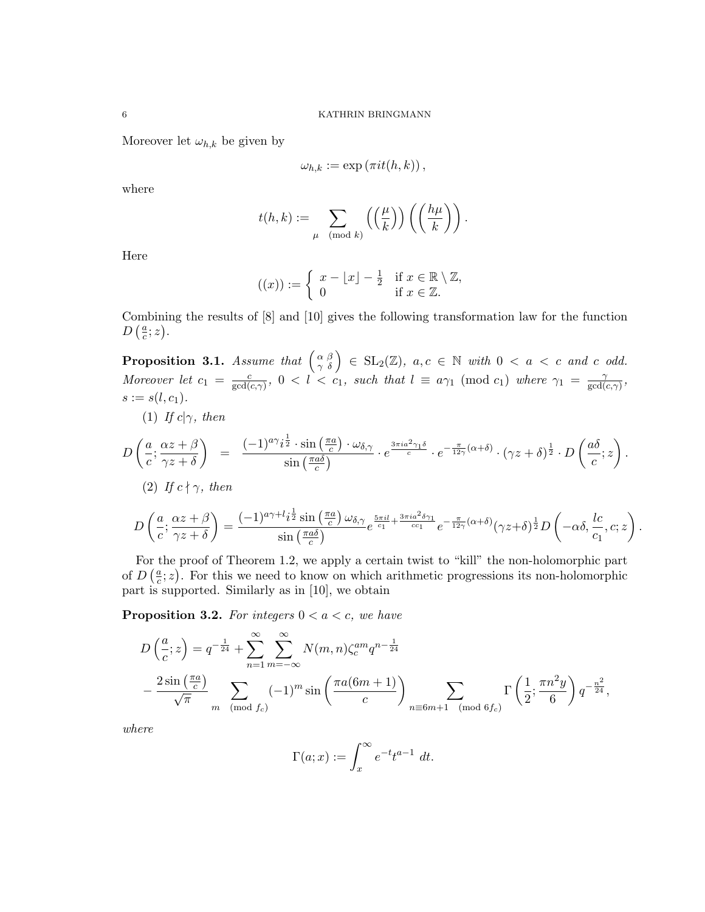Moreover let $\omega_{h,k}$ be given by

$$\omega_{h,k} := \exp\left(\pi i t(h,k)\right),$$

where

$$t(h,k) := \sum_{\mu \pmod{k}} \left(\left(\frac{\mu}{k}\right)\right)\left(\left(\frac{h\mu}{k}\right)\right).$$

Here

$$((x)) := \begin{cases} x - \lfloor x \rfloor - \frac{1}{2} & \text{if } x \in \mathbb{R} \setminus \mathbb{Z}, \\ 0 & \text{if } x \in \mathbb{Z}. \end{cases}$$

Combining the results of [8] and [10] gives the following transformation law for the function $D\left(\frac{a}{c}; z\right)$.

**Proposition 3.1.** *Assume that* $\left(\begin{smallmatrix} \alpha & \beta \\ \gamma & \delta \end{smallmatrix}\right) \in \mathrm{SL}_2(\mathbb{Z})$*,* $a, c \in \mathbb{N}$ *with* $0 < a < c$ *and* $c$ *odd. Moreover let* $c_1 = \frac{c}{\gcd(c,\gamma)}$*,* $0 < l < c_1$*, such that* $l \equiv a\gamma_1 \pmod{c_1}$ *where* $\gamma_1 = \frac{\gamma}{\gcd(c,\gamma)}$*,* $s := s(l, c_1)$*.*

(1) *If* $c|\gamma$*, then*

$$D\left(\frac{a}{c}; \frac{\alpha z + \beta}{\gamma z + \delta}\right) = \frac{(-1)^{a\gamma} i^{\frac{1}{2}} \cdot \sin\left(\frac{\pi a}{c}\right) \cdot \omega_{\delta,\gamma}}{\sin\left(\frac{\pi a \delta}{c}\right)} \cdot e^{\frac{3\pi i a^2 \gamma_1 \delta}{c}} \cdot e^{-\frac{\pi}{12\gamma}(\alpha+\delta)} \cdot (\gamma z + \delta)^{\frac{1}{2}} \cdot D\left(\frac{a\delta}{c}; z\right).$$

(2) *If* $c \nmid \gamma$*, then*

$$D\left(\frac{a}{c}; \frac{\alpha z + \beta}{\gamma z + \delta}\right) = \frac{(-1)^{a\gamma + l} i^{\frac{1}{2}} \sin\left(\frac{\pi a}{c}\right) \omega_{\delta,\gamma}}{\sin\left(\frac{\pi a \delta}{c}\right)} e^{\frac{5\pi i l}{c_1} + \frac{3\pi i a^2 \delta \gamma_1}{c c_1}} e^{-\frac{\pi}{12\gamma}(\alpha+\delta)} (\gamma z + \delta)^{\frac{1}{2}} D\left(-\alpha\delta, \frac{lc}{c_1}, c; z\right).$$

For the proof of Theorem 1.2, we apply a certain twist to "kill" the non-holomorphic part of $D\left(\frac{a}{c}; z\right)$. For this we need to know on which arithmetic progressions its non-holomorphic part is supported. Similarly as in [10], we obtain

**Proposition 3.2.** *For integers* $0 < a < c$*, we have*

$$\begin{aligned} D\left(\frac{a}{c}; z\right) &= q^{-\frac{1}{24}} + \sum_{n=1}^{\infty} \sum_{m=-\infty}^{\infty} N(m,n) \zeta_c^{am} q^{n - \frac{1}{24}} \\ &- \frac{2\sin\left(\frac{\pi a}{c}\right)}{\sqrt{\pi}} \sum_{m \pmod{f_c}} (-1)^m \sin\left(\frac{\pi a(6m+1)}{c}\right) \sum_{n \equiv 6m+1 \pmod{6f_c}} \Gamma\left(\frac{1}{2}; \frac{\pi n^2 y}{6}\right) q^{-\frac{n^2}{24}}, \end{aligned}$$

*where*

$$\Gamma(a; x) := \int_x^{\infty} e^{-t} t^{a-1} \, dt.$$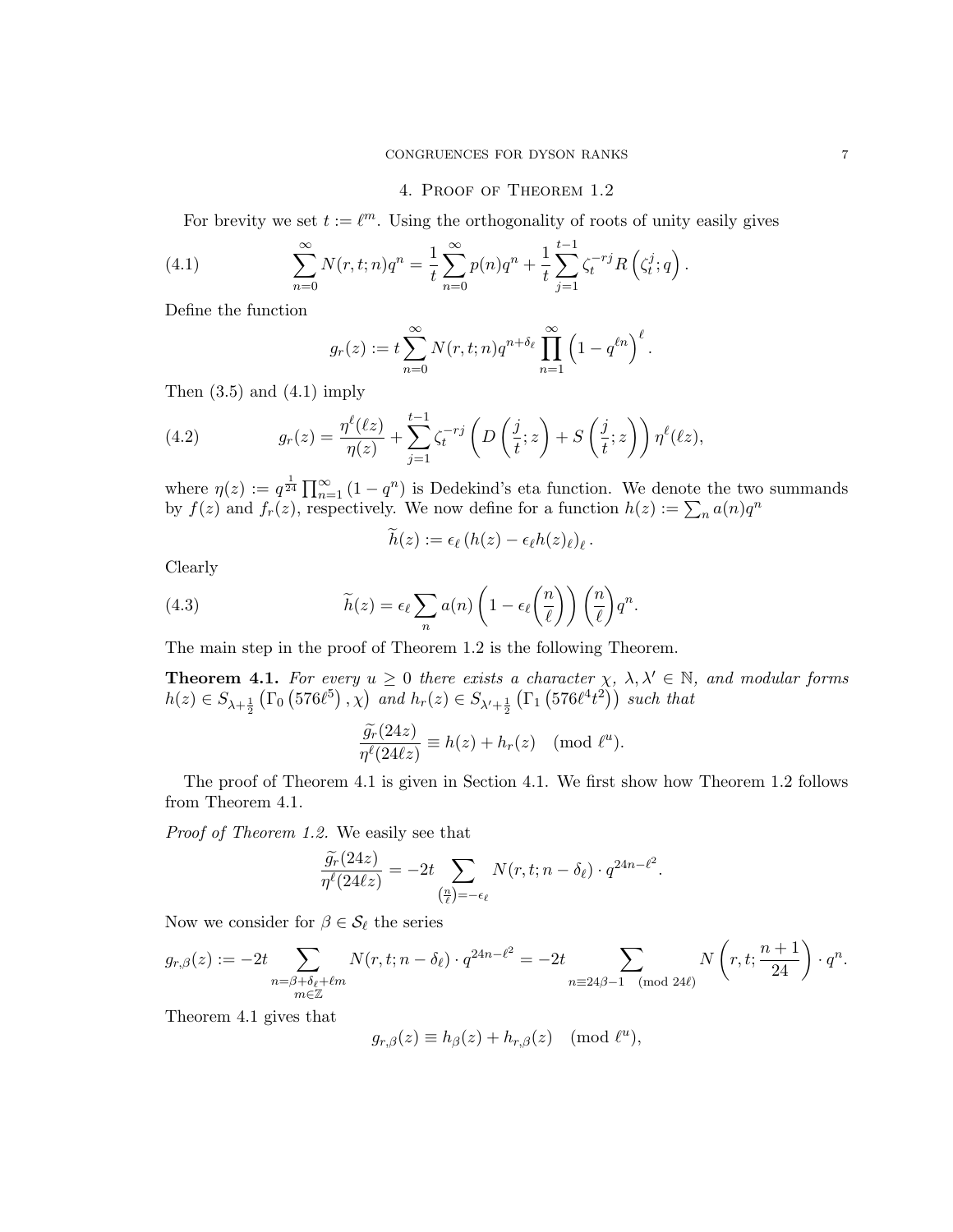## 4. Proof of Theorem 1.2

For brevity we set $t := \ell^m$. Using the orthogonality of roots of unity easily gives

$$\sum_{n=0}^{\infty} N(r,t;n)q^n = \frac{1}{t}\sum_{n=0}^{\infty} p(n)q^n + \frac{1}{t}\sum_{j=1}^{t-1} \zeta_t^{-rj} R\left(\zeta_t^j;q\right). \tag{4.1}$$

Define the function

$$g_r(z) := t\sum_{n=0}^{\infty} N(r,t;n)q^{n+\delta_\ell}\prod_{n=1}^{\infty}\left(1-q^{\ell n}\right)^{\ell}.$$

Then (3.5) and (4.1) imply

$$g_r(z) = \frac{\eta^\ell(\ell z)}{\eta(z)} + \sum_{j=1}^{t-1}\zeta_t^{-rj}\left(D\left(\frac{j}{t};z\right) + S\left(\frac{j}{t};z\right)\right)\eta^\ell(\ell z), \tag{4.2}$$

where $\eta(z) := q^{\frac{1}{24}}\prod_{n=1}^{\infty}(1-q^n)$ is Dedekind's eta function. We denote the two summands by $f(z)$ and $f_r(z)$, respectively. We now define for a function $h(z) := \sum_n a(n)q^n$

$$\widetilde{h}(z) := \epsilon_\ell\left(h(z) - \epsilon_\ell h(z)_\ell\right)_\ell.$$

Clearly

$$\widetilde{h}(z) = \epsilon_\ell \sum_n a(n)\left(1-\epsilon_\ell\left(\frac{n}{\ell}\right)\right)\left(\frac{n}{\ell}\right)q^n. \tag{4.3}$$

The main step in the proof of Theorem 1.2 is the following Theorem.

**Theorem 4.1.** *For every $u \geq 0$ there exists a character $\chi$, $\lambda, \lambda' \in \mathbb{N}$, and modular forms $h(z) \in S_{\lambda+\frac{1}{2}}\left(\Gamma_0\left(576\ell^5\right),\chi\right)$ and $h_r(z) \in S_{\lambda'+\frac{1}{2}}\left(\Gamma_1\left(576\ell^4t^2\right)\right)$ such that*

$$\frac{\widetilde{g_r}(24z)}{\eta^\ell(24\ell z)} \equiv h(z) + h_r(z) \pmod{\ell^u}.$$

The proof of Theorem 4.1 is given in Section 4.1. We first show how Theorem 1.2 follows from Theorem 4.1.

*Proof of Theorem 1.2.* We easily see that

$$\frac{\widetilde{g_r}(24z)}{\eta^\ell(24\ell z)} = -2t\sum_{\left(\frac{n}{\ell}\right)=-\epsilon_\ell} N(r,t;n-\delta_\ell)\cdot q^{24n-\ell^2}.$$

Now we consider for $\beta \in \mathcal{S}_\ell$ the series

$$g_{r,\beta}(z) := -2t\sum_{\substack{n=\beta+\delta_\ell+\ell m\\ m\in\mathbb{Z}}} N(r,t;n-\delta_\ell)\cdot q^{24n-\ell^2} = -2t\sum_{n\equiv 24\beta-1 \pmod{24\ell}} N\left(r,t;\frac{n+1}{24}\right)\cdot q^n.$$

Theorem 4.1 gives that

$$g_{r,\beta}(z) \equiv h_\beta(z) + h_{r,\beta}(z) \pmod{\ell^u},$$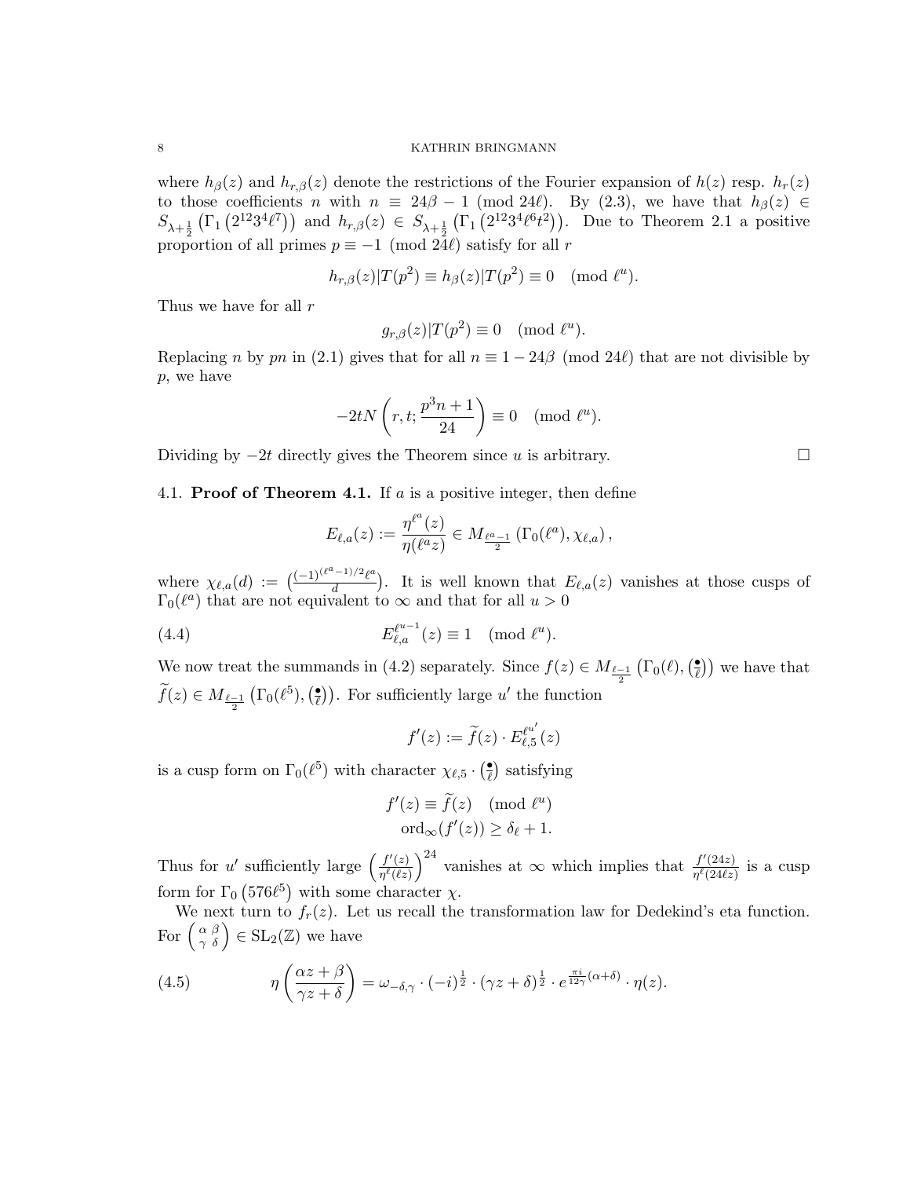where $h_\beta(z)$ and $h_{r,\beta}(z)$ denote the restrictions of the Fourier expansion of $h(z)$ resp. $h_r(z)$ to those coefficients $n$ with $n \equiv 24\beta - 1 \pmod{24\ell}$. By (2.3), we have that $h_\beta(z) \in S_{\lambda+\frac{1}{2}}\left(\Gamma_1\left(2^{12}3^4\ell^7\right)\right)$ and $h_{r,\beta}(z) \in S_{\lambda+\frac{1}{2}}\left(\Gamma_1\left(2^{12}3^4\ell^6t^2\right)\right)$. Due to Theorem 2.1 a positive proportion of all primes $p \equiv -1 \pmod{24\ell}$ satisfy for all $r$

$$h_{r,\beta}(z)|T(p^2) \equiv h_\beta(z)|T(p^2) \equiv 0 \pmod{\ell^u}.$$

Thus we have for all $r$

$$g_{r,\beta}(z)|T(p^2) \equiv 0 \pmod{\ell^u}.$$

Replacing $n$ by $pn$ in (2.1) gives that for all $n \equiv 1 - 24\beta \pmod{24\ell}$ that are not divisible by $p$, we have

$$-2tN\left(r, t; \frac{p^3n+1}{24}\right) \equiv 0 \pmod{\ell^u}.$$

Dividing by $-2t$ directly gives the Theorem since $u$ is arbitrary. $\square$

4.1. **Proof of Theorem 4.1.** If $a$ is a positive integer, then define

$$E_{\ell,a}(z) := \frac{\eta^{\ell^a}(z)}{\eta(\ell^a z)} \in M_{\frac{\ell^a-1}{2}}\left(\Gamma_0(\ell^a), \chi_{\ell,a}\right),$$

where $\chi_{\ell,a}(d) := \left(\frac{(-1)^{(\ell^a-1)/2}\ell^a}{d}\right)$. It is well known that $E_{\ell,a}(z)$ vanishes at those cusps of $\Gamma_0(\ell^a)$ that are not equivalent to $\infty$ and that for all $u > 0$

$$E_{\ell,a}^{\ell^{u-1}}(z) \equiv 1 \pmod{\ell^u}. \tag{4.4}$$

We now treat the summands in (4.2) separately. Since $f(z) \in M_{\frac{\ell-1}{2}}\left(\Gamma_0(\ell), \left(\frac{\bullet}{\ell}\right)\right)$ we have that $\widetilde{f}(z) \in M_{\frac{\ell-1}{2}}\left(\Gamma_0(\ell^5), \left(\frac{\bullet}{\ell}\right)\right)$. For sufficiently large $u'$ the function

$$f'(z) := \widetilde{f}(z) \cdot E_{\ell,5}^{\ell^{u'}}(z)$$

is a cusp form on $\Gamma_0(\ell^5)$ with character $\chi_{\ell,5} \cdot \left(\frac{\bullet}{\ell}\right)$ satisfying

$$f'(z) \equiv \widetilde{f}(z) \pmod{\ell^u}$$
$$\mathrm{ord}_\infty(f'(z)) \geq \delta_\ell + 1.$$

Thus for $u'$ sufficiently large $\left(\frac{f'(z)}{\eta^\ell(\ell z)}\right)^{24}$ vanishes at $\infty$ which implies that $\frac{f'(24z)}{\eta^\ell(24\ell z)}$ is a cusp form for $\Gamma_0\left(576\ell^5\right)$ with some character $\chi$.

We next turn to $f_r(z)$. Let us recall the transformation law for Dedekind's eta function. For $\left(\begin{smallmatrix} \alpha & \beta \\ \gamma & \delta \end{smallmatrix}\right) \in \mathrm{SL}_2(\mathbb{Z})$ we have

$$\eta\left(\frac{\alpha z + \beta}{\gamma z + \delta}\right) = \omega_{-\delta,\gamma} \cdot (-i)^{\frac{1}{2}} \cdot (\gamma z + \delta)^{\frac{1}{2}} \cdot e^{\frac{\pi i}{12\gamma}(\alpha+\delta)} \cdot \eta(z). \tag{4.5}$$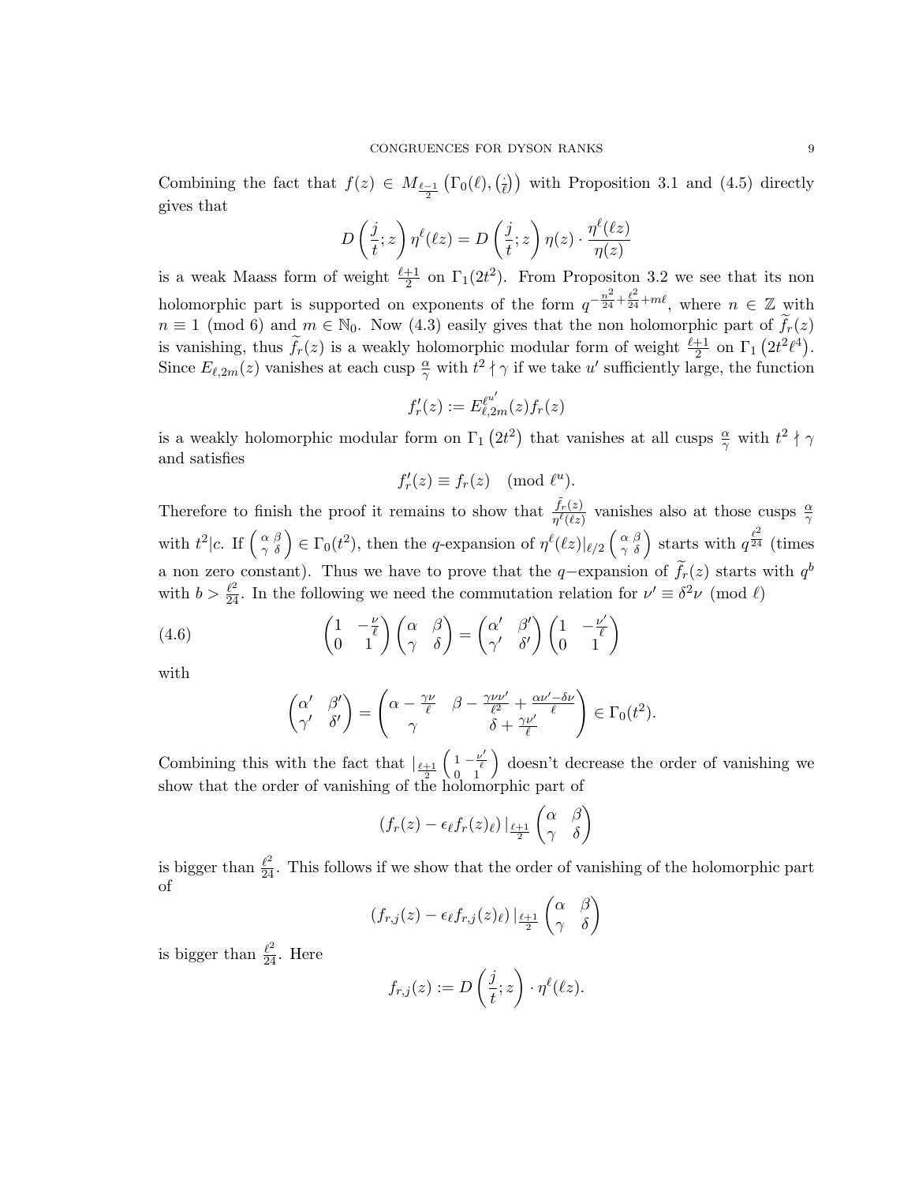Combining the fact that $f(z) \in M_{\frac{\ell-1}{2}}\left(\Gamma_0(\ell), \left(\frac{\cdot}{\ell}\right)\right)$ with Proposition 3.1 and (4.5) directly gives that

$$D\left(\frac{j}{t}; z\right) \eta^\ell(\ell z) = D\left(\frac{j}{t}; z\right) \eta(z) \cdot \frac{\eta^\ell(\ell z)}{\eta(z)}$$

is a weak Maass form of weight $\frac{\ell+1}{2}$ on $\Gamma_1(2t^2)$. From Propositon 3.2 we see that its non holomorphic part is supported on exponents of the form $q^{-\frac{n^2}{24}+\frac{\ell^2}{24}+m\ell}$, where $n \in \mathbb{Z}$ with $n \equiv 1 \pmod 6$ and $m \in \mathbb{N}_0$. Now (4.3) easily gives that the non holomorphic part of $\widetilde{f}_r(z)$ is vanishing, thus $\widetilde{f}_r(z)$ is a weakly holomorphic modular form of weight $\frac{\ell+1}{2}$ on $\Gamma_1\left(2t^2\ell^4\right)$. Since $E_{\ell,2m}(z)$ vanishes at each cusp $\frac{\alpha}{\gamma}$ with $t^2 \nmid \gamma$ if we take $u'$ sufficiently large, the function

$$f_r'(z) := E_{\ell,2m}^{\ell^{u'}}(z) f_r(z)$$

is a weakly holomorphic modular form on $\Gamma_1\left(2t^2\right)$ that vanishes at all cusps $\frac{\alpha}{\gamma}$ with $t^2 \nmid \gamma$ and satisfies

$$f_r'(z) \equiv f_r(z) \pmod{\ell^u}.$$

Therefore to finish the proof it remains to show that $\frac{\tilde{f}_r(z)}{\eta^\ell(\ell z)}$ vanishes also at those cusps $\frac{\alpha}{\gamma}$ with $t^2|c$. If $\left(\begin{smallmatrix} \alpha & \beta \\ \gamma & \delta \end{smallmatrix}\right) \in \Gamma_0(t^2)$, then the $q$-expansion of $\eta^\ell(\ell z)|_{\ell/2}\left(\begin{smallmatrix} \alpha & \beta \\ \gamma & \delta \end{smallmatrix}\right)$ starts with $q^{\frac{\ell^2}{24}}$ (times a non zero constant). Thus we have to prove that the $q-$expansion of $\widetilde{f}_r(z)$ starts with $q^b$ with $b > \frac{\ell^2}{24}$. In the following we need the commutation relation for $\nu' \equiv \delta^2\nu \pmod \ell$

$$\begin{pmatrix} 1 & -\frac{\nu}{\ell} \\ 0 & 1 \end{pmatrix} \begin{pmatrix} \alpha & \beta \\ \gamma & \delta \end{pmatrix} = \begin{pmatrix} \alpha' & \beta' \\ \gamma' & \delta' \end{pmatrix} \begin{pmatrix} 1 & -\frac{\nu'}{\ell} \\ 0 & 1 \end{pmatrix} \tag{4.6}$$

with

$$\begin{pmatrix} \alpha' & \beta' \\ \gamma' & \delta' \end{pmatrix} = \begin{pmatrix} \alpha - \frac{\gamma\nu}{\ell} & \beta - \frac{\gamma\nu\nu'}{\ell^2} + \frac{\alpha\nu' - \delta\nu}{\ell} \\ \gamma & \delta + \frac{\gamma\nu'}{\ell} \end{pmatrix} \in \Gamma_0(t^2).$$

Combining this with the fact that $|_{\frac{\ell+1}{2}}\left(\begin{smallmatrix} 1 & -\frac{\nu'}{\ell} \\ 0 & 1 \end{smallmatrix}\right)$ doesn't decrease the order of vanishing we show that the order of vanishing of the holomorphic part of

$$\left(f_r(z) - \epsilon_\ell f_r(z)_\ell\right)|_{\frac{\ell+1}{2}} \begin{pmatrix} \alpha & \beta \\ \gamma & \delta \end{pmatrix}$$

is bigger than $\frac{\ell^2}{24}$. This follows if we show that the order of vanishing of the holomorphic part of

$$\left(f_{r,j}(z) - \epsilon_\ell f_{r,j}(z)_\ell\right)|_{\frac{\ell+1}{2}} \begin{pmatrix} \alpha & \beta \\ \gamma & \delta \end{pmatrix}$$

is bigger than $\frac{\ell^2}{24}$. Here

$$f_{r,j}(z) := D\left(\frac{j}{t}; z\right) \cdot \eta^\ell(\ell z).$$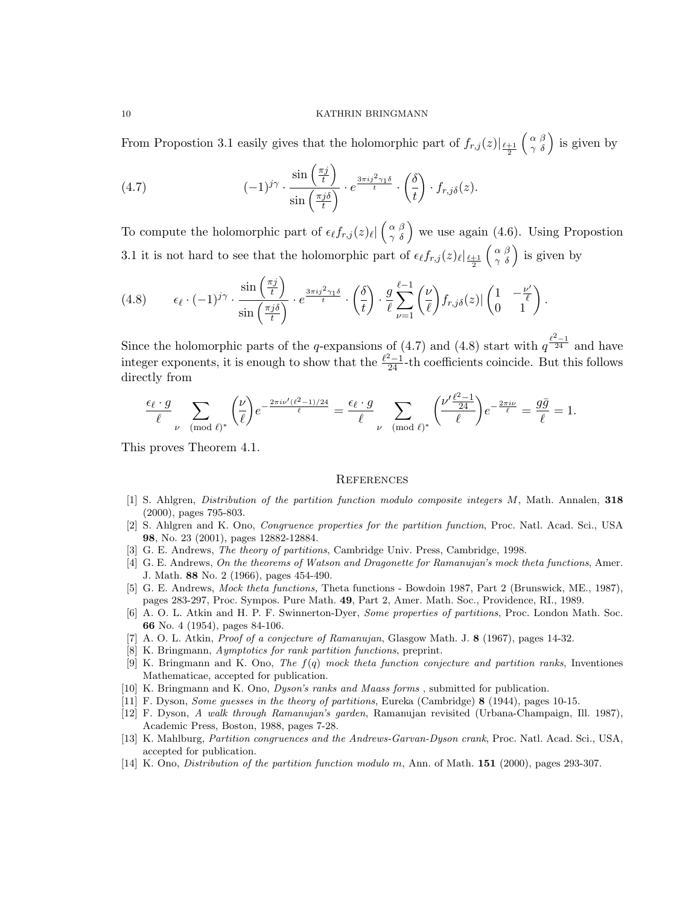From Propostion 3.1 easily gives that the holomorphic part of $f_{r,j}(z)|_{\frac{\ell+1}{2}} \left(\begin{smallmatrix} \alpha & \beta \\ \gamma & \delta \end{smallmatrix}\right)$ is given by

$$(-1)^{j\gamma} \cdot \frac{\sin\left(\frac{\pi j}{t}\right)}{\sin\left(\frac{\pi j \delta}{t}\right)} \cdot e^{\frac{3\pi i j^2 \gamma_1 \delta}{t}} \cdot \left(\frac{\delta}{t}\right) \cdot f_{r,j\delta}(z). \tag{4.7}$$

To compute the holomorphic part of $\epsilon_\ell f_{r,j}(z)_\ell | \left(\begin{smallmatrix} \alpha & \beta \\ \gamma & \delta \end{smallmatrix}\right)$ we use again (4.6). Using Propostion 3.1 it is not hard to see that the holomorphic part of $\epsilon_\ell f_{r,j}(z)_\ell |_{\frac{\ell+1}{2}} \left(\begin{smallmatrix} \alpha & \beta \\ \gamma & \delta \end{smallmatrix}\right)$ is given by

$$\epsilon_\ell \cdot (-1)^{j\gamma} \cdot \frac{\sin\left(\frac{\pi j}{t}\right)}{\sin\left(\frac{\pi j \delta}{t}\right)} \cdot e^{\frac{3\pi i j^2 \gamma_1 \delta}{t}} \cdot \left(\frac{\delta}{t}\right) \cdot \frac{g}{\ell} \sum_{\nu=1}^{\ell-1} \left(\frac{\nu}{\ell}\right) f_{r,j\delta}(z) | \begin{pmatrix} 1 & -\frac{\nu'}{\ell} \\ 0 & 1 \end{pmatrix}. \tag{4.8}$$

Since the holomorphic parts of the $q$-expansions of (4.7) and (4.8) start with $q^{\frac{\ell^2-1}{24}}$ and have integer exponents, it is enough to show that the $\frac{\ell^2-1}{24}$-th coefficients coincide. But this follows directly from

$$\frac{\epsilon_\ell \cdot g}{\ell} \sum_{\nu \pmod{\ell}^*} \left(\frac{\nu}{\ell}\right) e^{-\frac{2\pi i \nu' (\ell^2-1)/24}{\ell}} = \frac{\epsilon_\ell \cdot g}{\ell} \sum_{\nu \pmod{\ell}^*} \left(\frac{\nu' \frac{\ell^2-1}{24}}{\ell}\right) e^{-\frac{2\pi i \nu}{\ell}} = \frac{g \bar{g}}{\ell} = 1.$$

This proves Theorem 4.1.

## References

[1] S. Ahlgren, *Distribution of the partition function modulo composite integers M*, Math. Annalen, **318** (2000), pages 795-803.

[2] S. Ahlgren and K. Ono, *Congruence properties for the partition function*, Proc. Natl. Acad. Sci., USA **98**, No. 23 (2001), pages 12882-12884.

[3] G. E. Andrews, *The theory of partitions*, Cambridge Univ. Press, Cambridge, 1998.

[4] G. E. Andrews, *On the theorems of Watson and Dragonette for Ramanujan's mock theta functions*, Amer. J. Math. **88** No. 2 (1966), pages 454-490.

[5] G. E. Andrews, *Mock theta functions,* Theta functions - Bowdoin 1987, Part 2 (Brunswick, ME., 1987), pages 283-297, Proc. Sympos. Pure Math. **49**, Part 2, Amer. Math. Soc., Providence, RI., 1989.

[6] A. O. L. Atkin and H. P. F. Swinnerton-Dyer, *Some properties of partitions*, Proc. London Math. Soc. **66** No. 4 (1954), pages 84-106.

[7] A. O. L. Atkin, *Proof of a conjecture of Ramanujan*, Glasgow Math. J. **8** (1967), pages 14-32.

[8] K. Bringmann, *Aymptotics for rank partition functions*, preprint.

[9] K. Bringmann and K. Ono, *The f(q) mock theta function conjecture and partition ranks*, Inventiones Mathematicae, accepted for publication.

[10] K. Bringmann and K. Ono, *Dyson's ranks and Maass forms* , submitted for publication.

[11] F. Dyson, *Some guesses in the theory of partitions*, Eureka (Cambridge) **8** (1944), pages 10-15.

[12] F. Dyson, *A walk through Ramanujan's garden*, Ramanujan revisited (Urbana-Champaign, Ill. 1987), Academic Press, Boston, 1988, pages 7-28.

[13] K. Mahlburg, *Partition congruences and the Andrews-Garvan-Dyson crank*, Proc. Natl. Acad. Sci., USA, accepted for publication.

[14] K. Ono, *Distribution of the partition function modulo m*, Ann. of Math. **151** (2000), pages 293-307.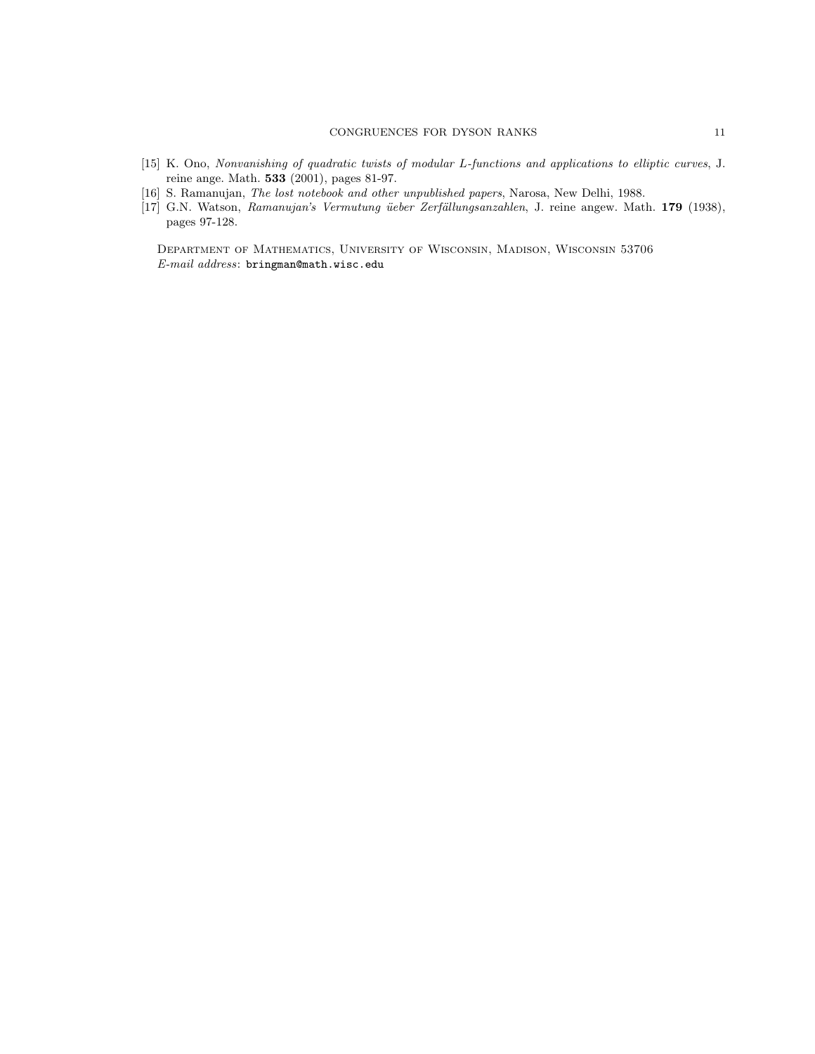[15] K. Ono, *Nonvanishing of quadratic twists of modular L-functions and applications to elliptic curves*, J. reine ange. Math. **533** (2001), pages 81-97.

[16] S. Ramanujan, *The lost notebook and other unpublished papers*, Narosa, New Delhi, 1988.

[17] G.N. Watson, *Ramanujan's Vermutung üeber Zerfällungsanzahlen*, J. reine angew. Math. **179** (1938), pages 97-128.

Department of Mathematics, University of Wisconsin, Madison, Wisconsin 53706
*E-mail address*: `bringman@math.wisc.edu`